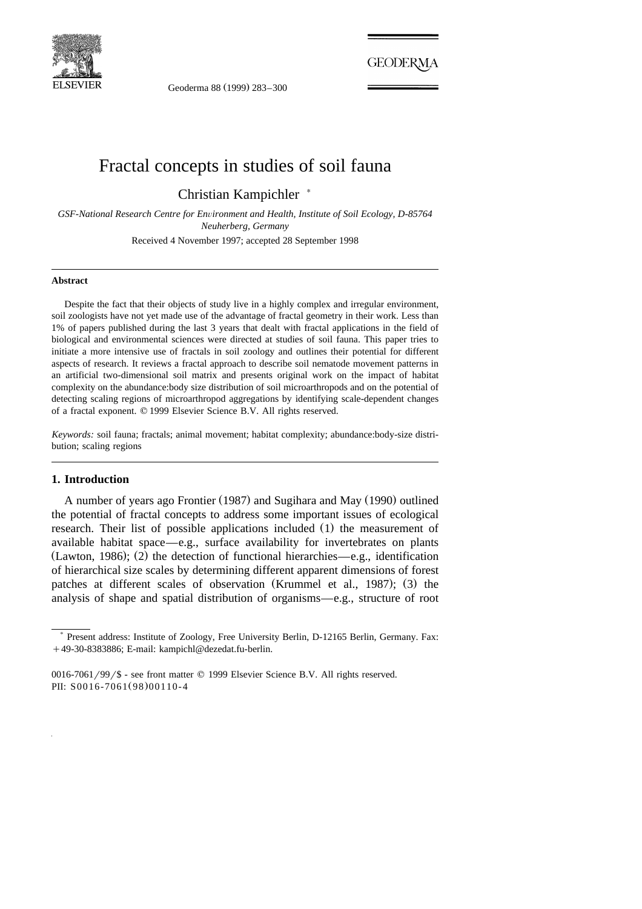# Fractal concepts in studies of soil fauna

Christian Kampichler *

*GSF-National Research Centre for Environment and Health, Institute of Soil Ecology, D-85764 Neuherberg, Germany*

Received 4 November 1997; accepted 28 September 1998

## Abstract

Despite the fact that their objects of study live in a highly complex and irregular environment, soil zoologists have not yet made use of the advantage of fractal geometry in their work. Less than 1% of papers published during the last 3 years that dealt with fractal applications in the field of biological and environmental sciences were directed at studies of soil fauna. This paper tries to initiate a more intensive use of fractals in soil zoology and outlines their potential for different aspects of research. It reviews a fractal approach to describe soil nematode movement patterns in an artificial two-dimensional soil matrix and presents original work on the impact of habitat complexity on the abundance:body size distribution of soil microarthropods and on the potential of detecting scaling regions of microarthropod aggregations by identifying scale-dependent changes of a fractal exponent. © 1999 Elsevier Science B.V. All rights reserved.

*Keywords:* soil fauna; fractals; animal movement; habitat complexity; abundance:body-size distribution; scaling regions

## 1. Introduction

A number of years ago Frontier (1987) and Sugihara and May (1990) outlined the potential of fractal concepts to address some important issues of ecological research. Their list of possible applications included (1) the measurement of available habitat space—e.g., surface availability for invertebrates on plants (Lawton, 1986); (2) the detection of functional hierarchies—e.g., identification of hierarchical size scales by determining different apparent dimensions of forest patches at different scales of observation (Krummel et al., 1987); (3) the analysis of shape and spatial distribution of organisms—e.g., structure of root

---

* Present address: Institute of Zoology, Free University Berlin, D-12165 Berlin, Germany. Fax: +49-30-8383886; E-mail: kampichl@dezedat.fu-berlin.

0016-7061/99/$ - see front matter © 1999 Elsevier Science B.V. All rights reserved.
PII: S0016-7061(98)00110-4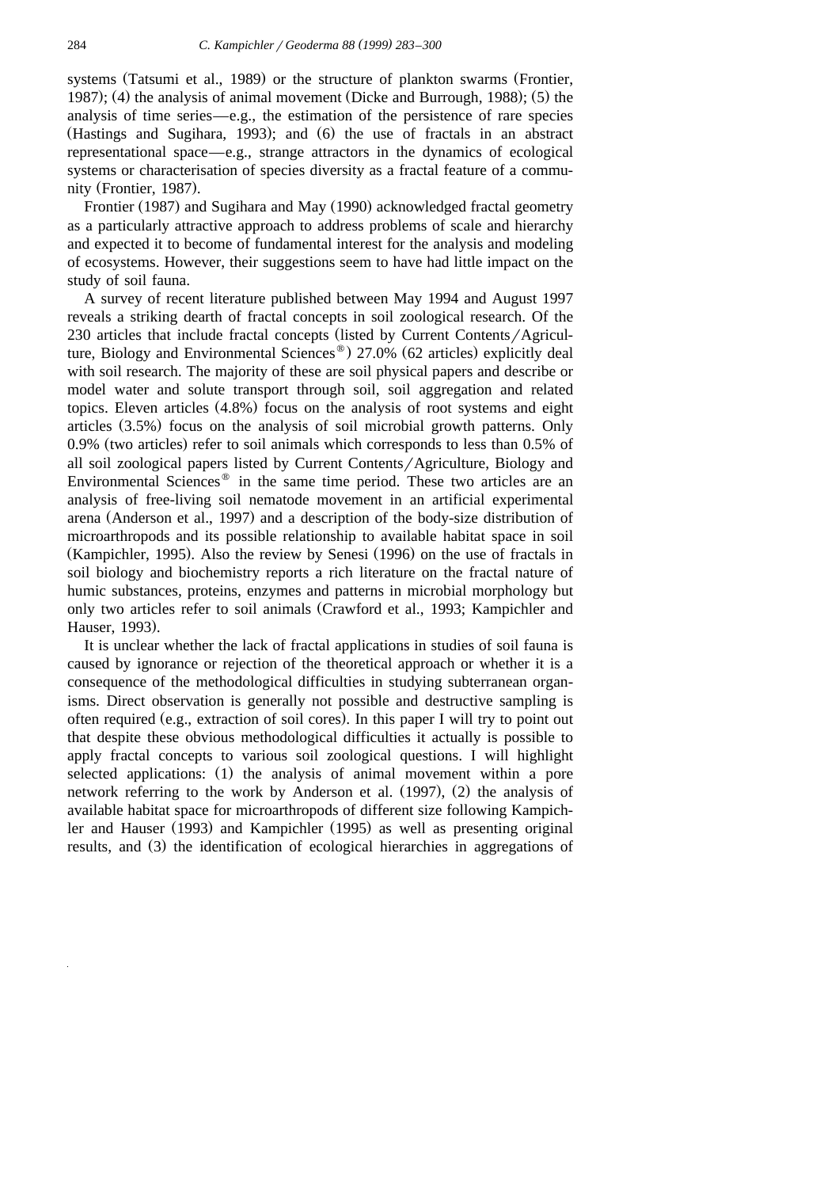systems (Tatsumi et al., 1989) or the structure of plankton swarms (Frontier, 1987); (4) the analysis of animal movement (Dicke and Burrough, 1988); (5) the analysis of time series—e.g., the estimation of the persistence of rare species (Hastings and Sugihara, 1993); and (6) the use of fractals in an abstract representational space—e.g., strange attractors in the dynamics of ecological systems or characterisation of species diversity as a fractal feature of a community (Frontier, 1987).

Frontier (1987) and Sugihara and May (1990) acknowledged fractal geometry as a particularly attractive approach to address problems of scale and hierarchy and expected it to become of fundamental interest for the analysis and modeling of ecosystems. However, their suggestions seem to have had little impact on the study of soil fauna.

A survey of recent literature published between May 1994 and August 1997 reveals a striking dearth of fractal concepts in soil zoological research. Of the 230 articles that include fractal concepts (listed by Current Contents/Agriculture, Biology and Environmental Sciences®) 27.0% (62 articles) explicitly deal with soil research. The majority of these are soil physical papers and describe or model water and solute transport through soil, soil aggregation and related topics. Eleven articles (4.8%) focus on the analysis of root systems and eight articles (3.5%) focus on the analysis of soil microbial growth patterns. Only 0.9% (two articles) refer to soil animals which corresponds to less than 0.5% of all soil zoological papers listed by Current Contents/Agriculture, Biology and Environmental Sciences® in the same time period. These two articles are an analysis of free-living soil nematode movement in an artificial experimental arena (Anderson et al., 1997) and a description of the body-size distribution of microarthropods and its possible relationship to available habitat space in soil (Kampichler, 1995). Also the review by Senesi (1996) on the use of fractals in soil biology and biochemistry reports a rich literature on the fractal nature of humic substances, proteins, enzymes and patterns in microbial morphology but only two articles refer to soil animals (Crawford et al., 1993; Kampichler and Hauser, 1993).

It is unclear whether the lack of fractal applications in studies of soil fauna is caused by ignorance or rejection of the theoretical approach or whether it is a consequence of the methodological difficulties in studying subterranean organisms. Direct observation is generally not possible and destructive sampling is often required (e.g., extraction of soil cores). In this paper I will try to point out that despite these obvious methodological difficulties it actually is possible to apply fractal concepts to various soil zoological questions. I will highlight selected applications: (1) the analysis of animal movement within a pore network referring to the work by Anderson et al. (1997), (2) the analysis of available habitat space for microarthropods of different size following Kampichler and Hauser (1993) and Kampichler (1995) as well as presenting original results, and (3) the identification of ecological hierarchies in aggregations of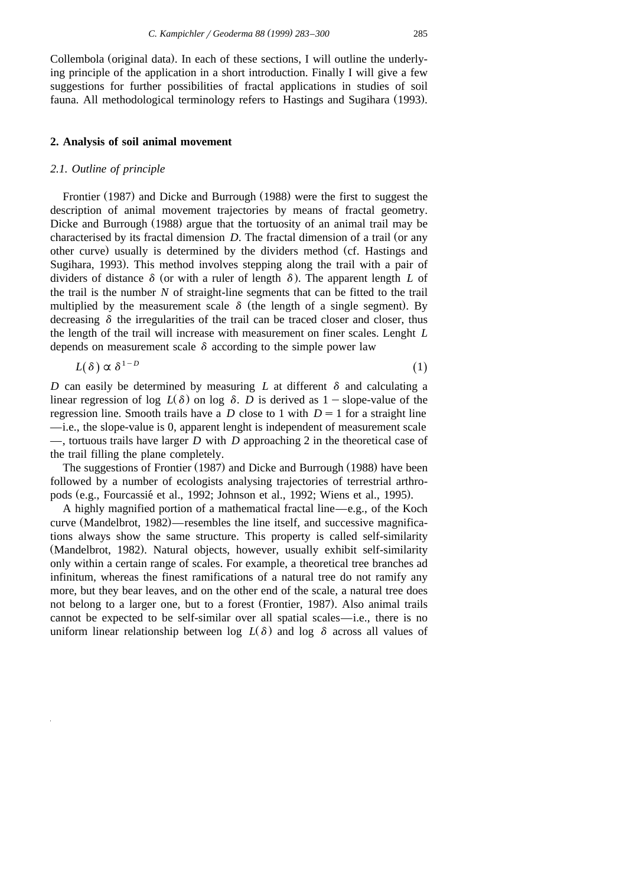Collembola (original data). In each of these sections, I will outline the underlying principle of the application in a short introduction. Finally I will give a few suggestions for further possibilities of fractal applications in studies of soil fauna. All methodological terminology refers to Hastings and Sugihara (1993).

## 2. Analysis of soil animal movement

### *2.1. Outline of principle*

Frontier (1987) and Dicke and Burrough (1988) were the first to suggest the description of animal movement trajectories by means of fractal geometry. Dicke and Burrough (1988) argue that the tortuosity of an animal trail may be characterised by its fractal dimension $D$. The fractal dimension of a trail (or any other curve) usually is determined by the dividers method (cf. Hastings and Sugihara, 1993). This method involves stepping along the trail with a pair of dividers of distance $\delta$ (or with a ruler of length $\delta$). The apparent length $L$ of the trail is the number $N$ of straight-line segments that can be fitted to the trail multiplied by the measurement scale $\delta$ (the length of a single segment). By decreasing $\delta$ the irregularities of the trail can be traced closer and closer, thus the length of the trail will increase with measurement on finer scales. Lenght $L$ depends on measurement scale $\delta$ according to the simple power law

$$L(\delta) \propto \delta^{1-D} \tag{1}$$

$D$ can easily be determined by measuring $L$ at different $\delta$ and calculating a linear regression of log $L(\delta)$ on log $\delta$. $D$ is derived as 1 − slope-value of the regression line. Smooth trails have a $D$ close to 1 with $D = 1$ for a straight line —i.e., the slope-value is 0, apparent lenght is independent of measurement scale —, tortuous trails have larger $D$ with $D$ approaching 2 in the theoretical case of the trail filling the plane completely.

The suggestions of Frontier (1987) and Dicke and Burrough (1988) have been followed by a number of ecologists analysing trajectories of terrestrial arthropods (e.g., Fourcassié et al., 1992; Johnson et al., 1992; Wiens et al., 1995).

A highly magnified portion of a mathematical fractal line—e.g., of the Koch curve (Mandelbrot, 1982)—resembles the line itself, and successive magnifications always show the same structure. This property is called self-similarity (Mandelbrot, 1982). Natural objects, however, usually exhibit self-similarity only within a certain range of scales. For example, a theoretical tree branches ad infinitum, whereas the finest ramifications of a natural tree do not ramify any more, but they bear leaves, and on the other end of the scale, a natural tree does not belong to a larger one, but to a forest (Frontier, 1987). Also animal trails cannot be expected to be self-similar over all spatial scales—i.e., there is no uniform linear relationship between log $L(\delta)$ and log $\delta$ across all values of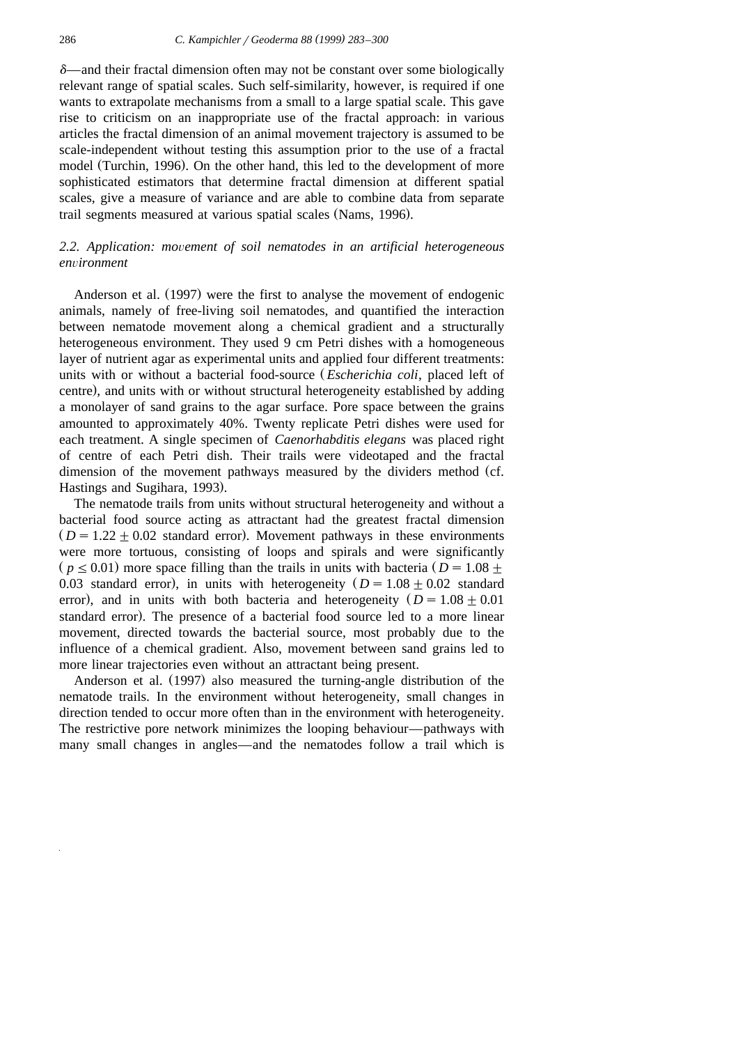$\delta$—and their fractal dimension often may not be constant over some biologically relevant range of spatial scales. Such self-similarity, however, is required if one wants to extrapolate mechanisms from a small to a large spatial scale. This gave rise to criticism on an inappropriate use of the fractal approach: in various articles the fractal dimension of an animal movement trajectory is assumed to be scale-independent without testing this assumption prior to the use of a fractal model (Turchin, 1996). On the other hand, this led to the development of more sophisticated estimators that determine fractal dimension at different spatial scales, give a measure of variance and are able to combine data from separate trail segments measured at various spatial scales (Nams, 1996).

### *2.2. Application: movement of soil nematodes in an artificial heterogeneous environment*

Anderson et al. (1997) were the first to analyse the movement of endogenic animals, namely of free-living soil nematodes, and quantified the interaction between nematode movement along a chemical gradient and a structurally heterogeneous environment. They used 9 cm Petri dishes with a homogeneous layer of nutrient agar as experimental units and applied four different treatments: units with or without a bacterial food-source (*Escherichia coli*, placed left of centre), and units with or without structural heterogeneity established by adding a monolayer of sand grains to the agar surface. Pore space between the grains amounted to approximately 40%. Twenty replicate Petri dishes were used for each treatment. A single specimen of *Caenorhabditis elegans* was placed right of centre of each Petri dish. Their trails were videotaped and the fractal dimension of the movement pathways measured by the dividers method (cf. Hastings and Sugihara, 1993).

The nematode trails from units without structural heterogeneity and without a bacterial food source acting as attractant had the greatest fractal dimension ($D = 1.22 \pm 0.02$ standard error). Movement pathways in these environments were more tortuous, consisting of loops and spirals and were significantly ($p \leq 0.01$) more space filling than the trails in units with bacteria ($D = 1.08 \pm 0.03$ standard error), in units with heterogeneity ($D = 1.08 \pm 0.02$ standard error), and in units with both bacteria and heterogeneity ($D = 1.08 \pm 0.01$ standard error). The presence of a bacterial food source led to a more linear movement, directed towards the bacterial source, most probably due to the influence of a chemical gradient. Also, movement between sand grains led to more linear trajectories even without an attractant being present.

Anderson et al. (1997) also measured the turning-angle distribution of the nematode trails. In the environment without heterogeneity, small changes in direction tended to occur more often than in the environment with heterogeneity. The restrictive pore network minimizes the looping behaviour—pathways with many small changes in angles—and the nematodes follow a trail which is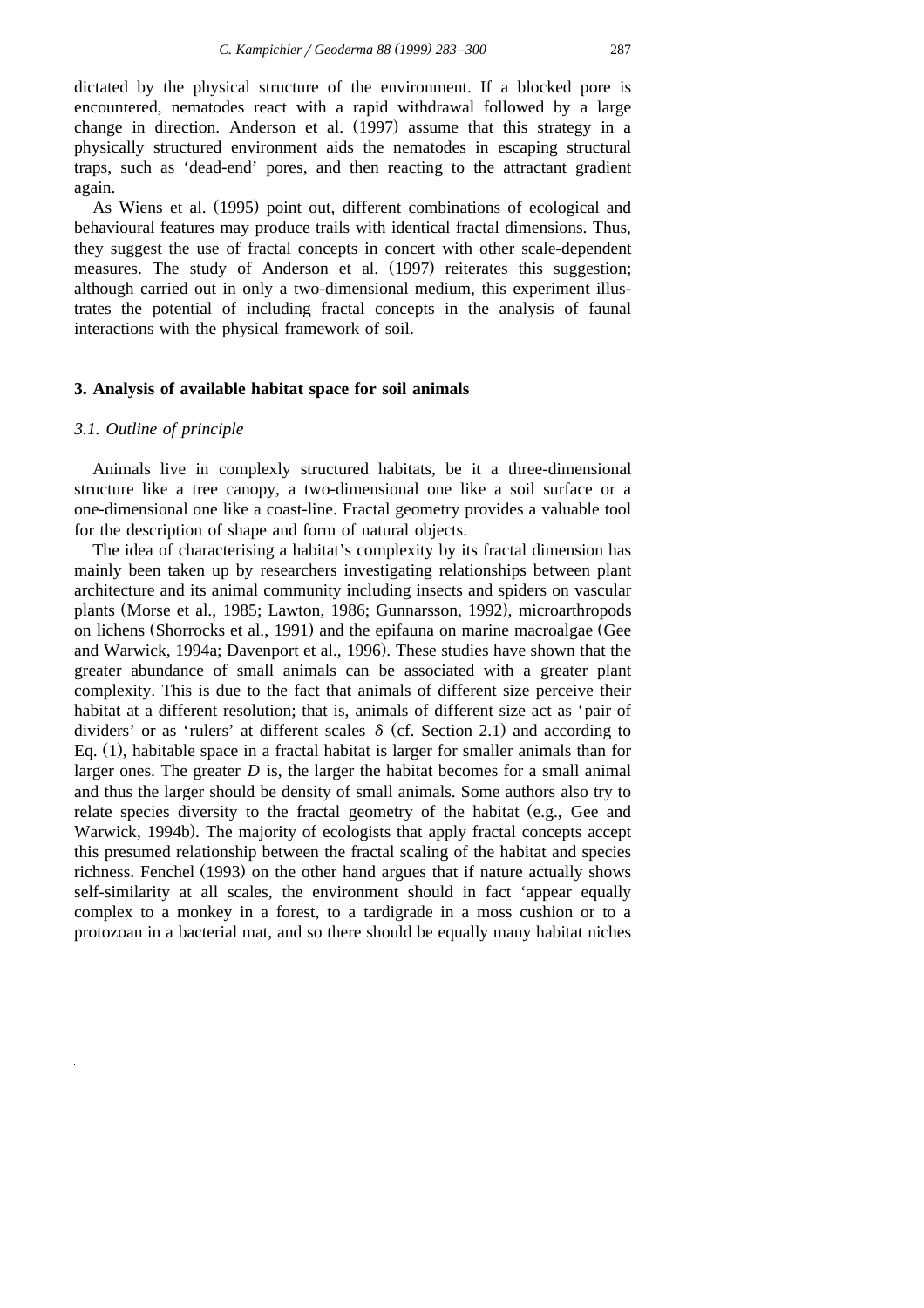dictated by the physical structure of the environment. If a blocked pore is encountered, nematodes react with a rapid withdrawal followed by a large change in direction. Anderson et al. (1997) assume that this strategy in a physically structured environment aids the nematodes in escaping structural traps, such as 'dead-end' pores, and then reacting to the attractant gradient again.

As Wiens et al. (1995) point out, different combinations of ecological and behavioural features may produce trails with identical fractal dimensions. Thus, they suggest the use of fractal concepts in concert with other scale-dependent measures. The study of Anderson et al. (1997) reiterates this suggestion; although carried out in only a two-dimensional medium, this experiment illustrates the potential of including fractal concepts in the analysis of faunal interactions with the physical framework of soil.

## 3. Analysis of available habitat space for soil animals

### *3.1. Outline of principle*

Animals live in complexly structured habitats, be it a three-dimensional structure like a tree canopy, a two-dimensional one like a soil surface or a one-dimensional one like a coast-line. Fractal geometry provides a valuable tool for the description of shape and form of natural objects.

The idea of characterising a habitat's complexity by its fractal dimension has mainly been taken up by researchers investigating relationships between plant architecture and its animal community including insects and spiders on vascular plants (Morse et al., 1985; Lawton, 1986; Gunnarsson, 1992), microarthropods on lichens (Shorrocks et al., 1991) and the epifauna on marine macroalgae (Gee and Warwick, 1994a; Davenport et al., 1996). These studies have shown that the greater abundance of small animals can be associated with a greater plant complexity. This is due to the fact that animals of different size perceive their habitat at a different resolution; that is, animals of different size act as 'pair of dividers' or as 'rulers' at different scales $\delta$ (cf. Section 2.1) and according to Eq. (1), habitable space in a fractal habitat is larger for smaller animals than for larger ones. The greater $D$ is, the larger the habitat becomes for a small animal and thus the larger should be density of small animals. Some authors also try to relate species diversity to the fractal geometry of the habitat (e.g., Gee and Warwick, 1994b). The majority of ecologists that apply fractal concepts accept this presumed relationship between the fractal scaling of the habitat and species richness. Fenchel (1993) on the other hand argues that if nature actually shows self-similarity at all scales, the environment should in fact 'appear equally complex to a monkey in a forest, to a tardigrade in a moss cushion or to a protozoan in a bacterial mat, and so there should be equally many habitat niches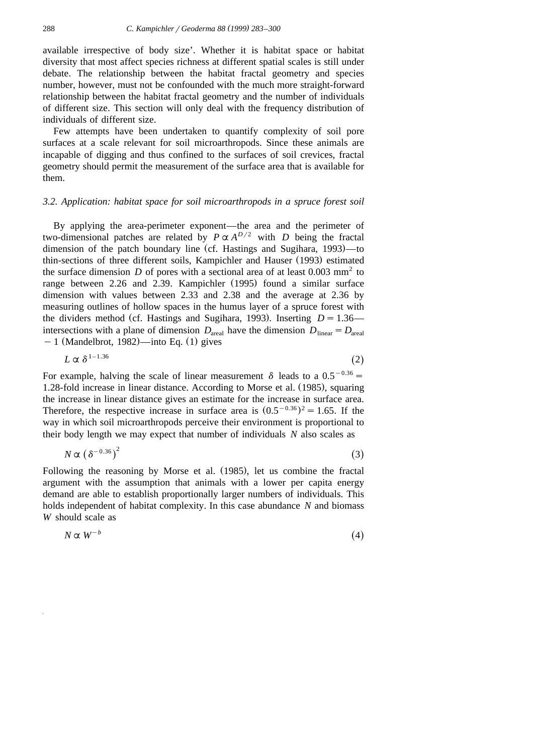available irrespective of body size'. Whether it is habitat space or habitat diversity that most affect species richness at different spatial scales is still under debate. The relationship between the habitat fractal geometry and species number, however, must not be confounded with the much more straight-forward relationship between the habitat fractal geometry and the number of individuals of different size. This section will only deal with the frequency distribution of individuals of different size.

Few attempts have been undertaken to quantify complexity of soil pore surfaces at a scale relevant for soil microarthropods. Since these animals are incapable of digging and thus confined to the surfaces of soil crevices, fractal geometry should permit the measurement of the surface area that is available for them.

### *3.2. Application: habitat space for soil microarthropods in a spruce forest soil*

By applying the area-perimeter exponent—the area and the perimeter of two-dimensional patches are related by $P \propto A^{D/2}$ with $D$ being the fractal dimension of the patch boundary line (cf. Hastings and Sugihara, 1993)—to thin-sections of three different soils, Kampichler and Hauser (1993) estimated the surface dimension $D$ of pores with a sectional area of at least 0.003 mm$^2$ to range between 2.26 and 2.39. Kampichler (1995) found a similar surface dimension with values between 2.33 and 2.38 and the average at 2.36 by measuring outlines of hollow spaces in the humus layer of a spruce forest with the dividers method (cf. Hastings and Sugihara, 1993). Inserting $D = 1.36$—intersections with a plane of dimension $D_{\text{areal}}$ have the dimension $D_{\text{linear}} = D_{\text{areal}} - 1$ (Mandelbrot, 1982)—into Eq. (1) gives

$$L \propto \delta^{1-1.36} \tag{2}$$

For example, halving the scale of linear measurement $\delta$ leads to a $0.5^{-0.36} =$ 1.28-fold increase in linear distance. According to Morse et al. (1985), squaring the increase in linear distance gives an estimate for the increase in surface area. Therefore, the respective increase in surface area is $(0.5^{-0.36})^2 = 1.65$. If the way in which soil microarthropods perceive their environment is proportional to their body length we may expect that number of individuals $N$ also scales as

$$N \propto \left(\delta^{-0.36}\right)^2 \tag{3}$$

Following the reasoning by Morse et al. (1985), let us combine the fractal argument with the assumption that animals with a lower per capita energy demand are able to establish proportionally larger numbers of individuals. This holds independent of habitat complexity. In this case abundance $N$ and biomass $W$ should scale as

$$N \propto W^{-b} \tag{4}$$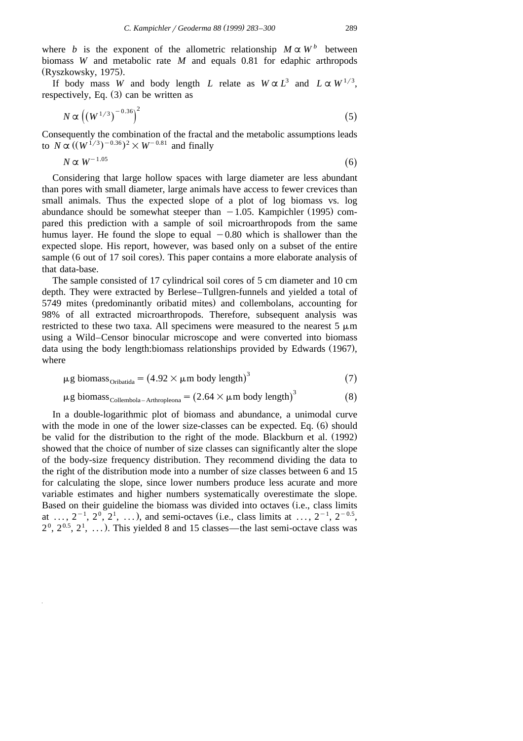where $b$ is the exponent of the allometric relationship $M \propto W^b$ between biomass $W$ and metabolic rate $M$ and equals 0.81 for edaphic arthropods (Ryszkowsky, 1975).

If body mass $W$ and body length $L$ relate as $W \propto L^3$ and $L \propto W^{1/3}$, respectively, Eq. (3) can be written as

$$N \propto \left( (W^{1/3})^{-0.36} \right)^2 \tag{5}$$

Consequently the combination of the fractal and the metabolic assumptions leads to $N \propto ((W^{1/3})^{-0.36})^2 \times W^{-0.81}$ and finally

$$N \propto W^{-1.05} \tag{6}$$

Considering that large hollow spaces with large diameter are less abundant than pores with small diameter, large animals have access to fewer crevices than small animals. Thus the expected slope of a plot of log biomass vs. log abundance should be somewhat steeper than $-1.05$. Kampichler (1995) compared this prediction with a sample of soil microarthropods from the same humus layer. He found the slope to equal $-0.80$ which is shallower than the expected slope. His report, however, was based only on a subset of the entire sample (6 out of 17 soil cores). This paper contains a more elaborate analysis of that data-base.

The sample consisted of 17 cylindrical soil cores of 5 cm diameter and 10 cm depth. They were extracted by Berlese–Tullgren-funnels and yielded a total of 5749 mites (predominantly oribatid mites) and collembolans, accounting for 98% of all extracted microarthropods. Therefore, subsequent analysis was restricted to these two taxa. All specimens were measured to the nearest 5 μm using a Wild–Censor binocular microscope and were converted into biomass data using the body length:biomass relationships provided by Edwards (1967), where

$$\mu\text{g biomass}_{\text{Oribatida}} = (4.92 \times \mu\text{m body length})^3 \tag{7}$$

$$\mu\text{g biomass}_{\text{Collembola–Arthropleona}} = (2.64 \times \mu\text{m body length})^3 \tag{8}$$

In a double-logarithmic plot of biomass and abundance, a unimodal curve with the mode in one of the lower size-classes can be expected. Eq. (6) should be valid for the distribution to the right of the mode. Blackburn et al. (1992) showed that the choice of number of size classes can significantly alter the slope of the body-size frequency distribution. They recommend dividing the data to the right of the distribution mode into a number of size classes between 6 and 15 for calculating the slope, since lower numbers produce less acurate and more variable estimates and higher numbers systematically overestimate the slope. Based on their guideline the biomass was divided into octaves (i.e., class limits at $\ldots, 2^{-1}, 2^0, 2^1, \ldots$), and semi-octaves (i.e., class limits at $\ldots, 2^{-1}, 2^{-0.5}, 2^0, 2^{0.5}, 2^1, \ldots$). This yielded 8 and 15 classes—the last semi-octave class was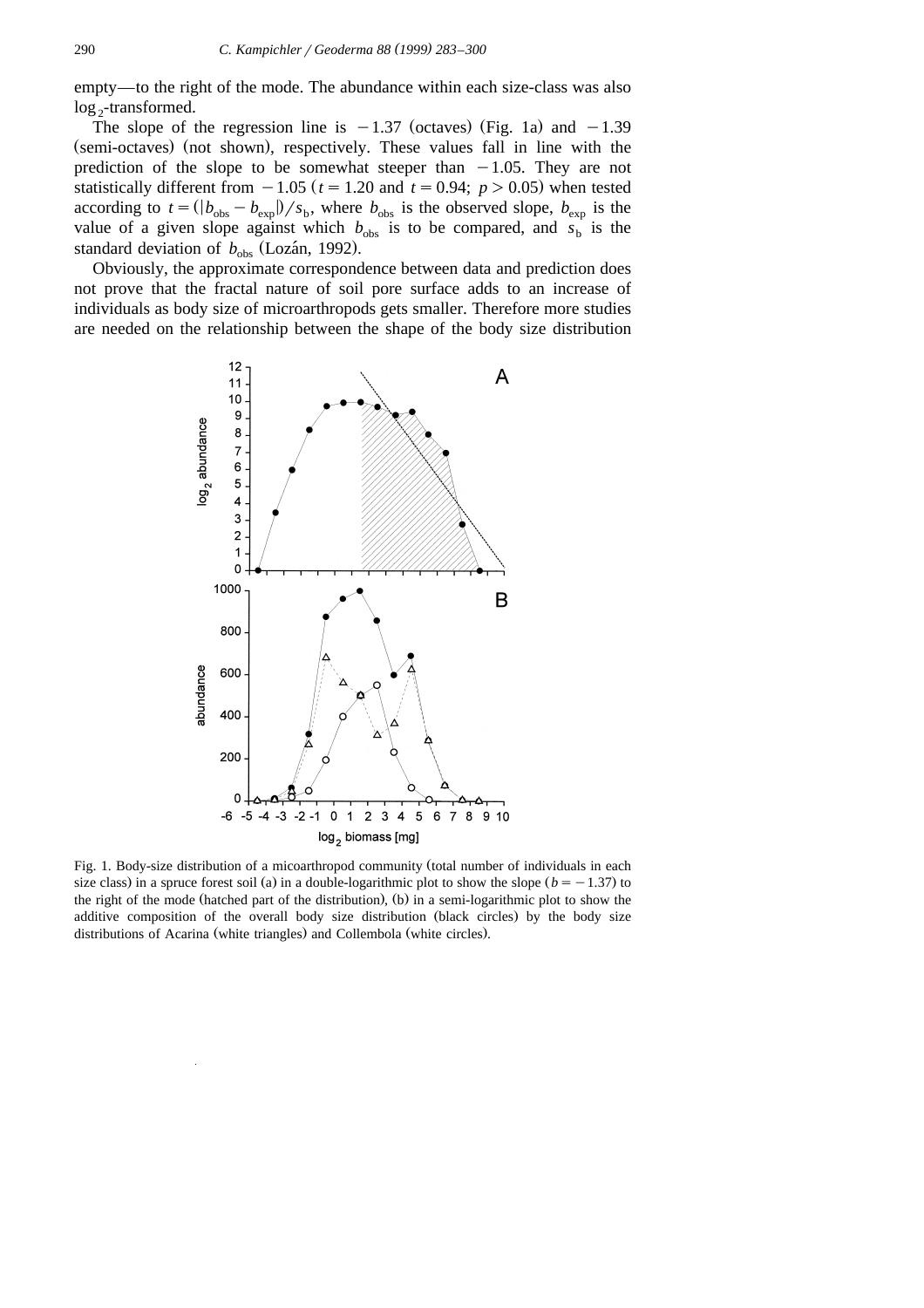empty—to the right of the mode. The abundance within each size-class was also $\log_2$-transformed.

The slope of the regression line is $-1.37$ (octaves) (Fig. 1a) and $-1.39$ (semi-octaves) (not shown), respectively. These values fall in line with the prediction of the slope to be somewhat steeper than $-1.05$. They are not statistically different from $-1.05$ ($t = 1.20$ and $t = 0.94$; $p > 0.05$) when tested according to $t = (|b_{obs} - b_{exp}|)/s_b$, where $b_{obs}$ is the observed slope, $b_{exp}$ is the value of a given slope against which $b_{obs}$ is to be compared, and $s_b$ is the standard deviation of $b_{obs}$ (Lozán, 1992).

Obviously, the approximate correspondence between data and prediction does not prove that the fractal nature of soil pore surface adds to an increase of individuals as body size of microarthropods gets smaller. Therefore more studies are needed on the relationship between the shape of the body size distribution

Fig. 1. Body-size distribution of a micoarthropod community (total number of individuals in each size class) in a spruce forest soil (a) in a double-logarithmic plot to show the slope ($b = -1.37$) to the right of the mode (hatched part of the distribution), (b) in a semi-logarithmic plot to show the additive composition of the overall body size distribution (black circles) by the body size distributions of Acarina (white triangles) and Collembola (white circles).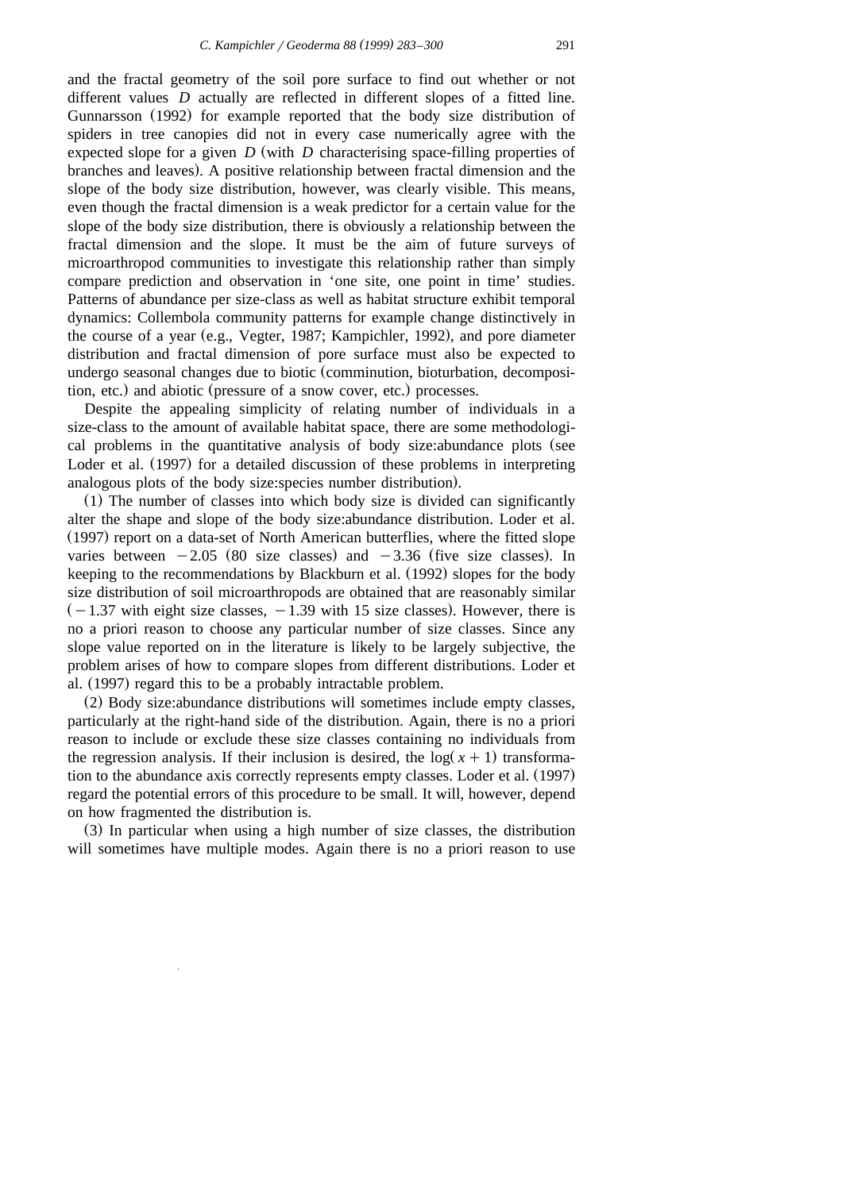and the fractal geometry of the soil pore surface to find out whether or not different values $D$ actually are reflected in different slopes of a fitted line. Gunnarsson (1992) for example reported that the body size distribution of spiders in tree canopies did not in every case numerically agree with the expected slope for a given $D$ (with $D$ characterising space-filling properties of branches and leaves). A positive relationship between fractal dimension and the slope of the body size distribution, however, was clearly visible. This means, even though the fractal dimension is a weak predictor for a certain value for the slope of the body size distribution, there is obviously a relationship between the fractal dimension and the slope. It must be the aim of future surveys of microarthropod communities to investigate this relationship rather than simply compare prediction and observation in 'one site, one point in time' studies. Patterns of abundance per size-class as well as habitat structure exhibit temporal dynamics: Collembola community patterns for example change distinctively in the course of a year (e.g., Vegter, 1987; Kampichler, 1992), and pore diameter distribution and fractal dimension of pore surface must also be expected to undergo seasonal changes due to biotic (comminution, bioturbation, decomposition, etc.) and abiotic (pressure of a snow cover, etc.) processes.

Despite the appealing simplicity of relating number of individuals in a size-class to the amount of available habitat space, there are some methodological problems in the quantitative analysis of body size:abundance plots (see Loder et al. (1997) for a detailed discussion of these problems in interpreting analogous plots of the body size:species number distribution).

(1) The number of classes into which body size is divided can significantly alter the shape and slope of the body size:abundance distribution. Loder et al. (1997) report on a data-set of North American butterflies, where the fitted slope varies between $-2.05$ (80 size classes) and $-3.36$ (five size classes). In keeping to the recommendations by Blackburn et al. (1992) slopes for the body size distribution of soil microarthropods are obtained that are reasonably similar ($-1.37$ with eight size classes, $-1.39$ with 15 size classes). However, there is no a priori reason to choose any particular number of size classes. Since any slope value reported on in the literature is likely to be largely subjective, the problem arises of how to compare slopes from different distributions. Loder et al. (1997) regard this to be a probably intractable problem.

(2) Body size:abundance distributions will sometimes include empty classes, particularly at the right-hand side of the distribution. Again, there is no a priori reason to include or exclude these size classes containing no individuals from the regression analysis. If their inclusion is desired, the $\log(x+1)$ transformation to the abundance axis correctly represents empty classes. Loder et al. (1997) regard the potential errors of this procedure to be small. It will, however, depend on how fragmented the distribution is.

(3) In particular when using a high number of size classes, the distribution will sometimes have multiple modes. Again there is no a priori reason to use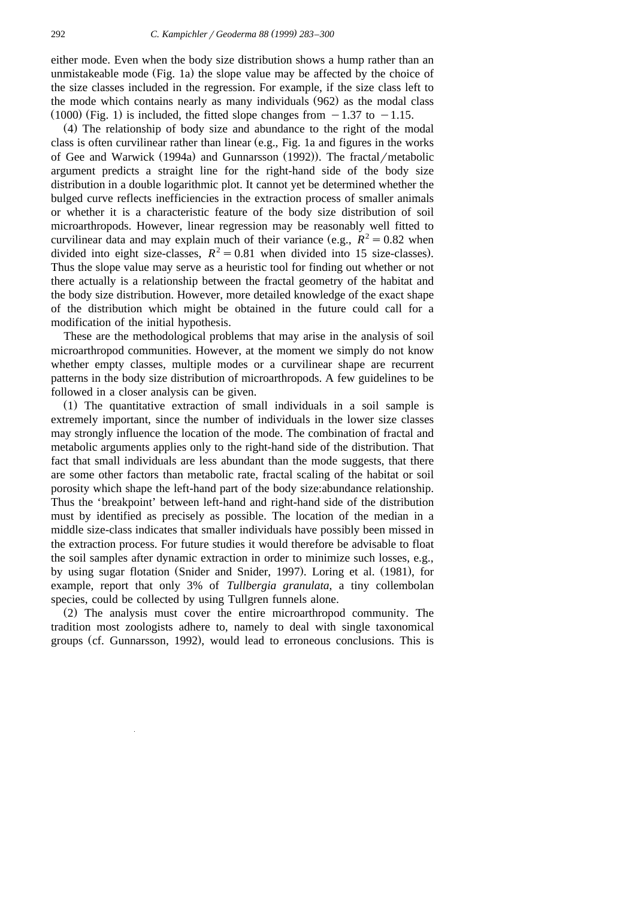either mode. Even when the body size distribution shows a hump rather than an unmistakeable mode (Fig. 1a) the slope value may be affected by the choice of the size classes included in the regression. For example, if the size class left to the mode which contains nearly as many individuals (962) as the modal class (1000) (Fig. 1) is included, the fitted slope changes from $-1.37$ to $-1.15$.

(4) The relationship of body size and abundance to the right of the modal class is often curvilinear rather than linear (e.g., Fig. 1a and figures in the works of Gee and Warwick (1994a) and Gunnarsson (1992)). The fractal/metabolic argument predicts a straight line for the right-hand side of the body size distribution in a double logarithmic plot. It cannot yet be determined whether the bulged curve reflects inefficiencies in the extraction process of smaller animals or whether it is a characteristic feature of the body size distribution of soil microarthropods. However, linear regression may be reasonably well fitted to curvilinear data and may explain much of their variance (e.g., $R^2 = 0.82$ when divided into eight size-classes, $R^2 = 0.81$ when divided into 15 size-classes). Thus the slope value may serve as a heuristic tool for finding out whether or not there actually is a relationship between the fractal geometry of the habitat and the body size distribution. However, more detailed knowledge of the exact shape of the distribution which might be obtained in the future could call for a modification of the initial hypothesis.

These are the methodological problems that may arise in the analysis of soil microarthropod communities. However, at the moment we simply do not know whether empty classes, multiple modes or a curvilinear shape are recurrent patterns in the body size distribution of microarthropods. A few guidelines to be followed in a closer analysis can be given.

(1) The quantitative extraction of small individuals in a soil sample is extremely important, since the number of individuals in the lower size classes may strongly influence the location of the mode. The combination of fractal and metabolic arguments applies only to the right-hand side of the distribution. That fact that small individuals are less abundant than the mode suggests, that there are some other factors than metabolic rate, fractal scaling of the habitat or soil porosity which shape the left-hand part of the body size:abundance relationship. Thus the 'breakpoint' between left-hand and right-hand side of the distribution must by identified as precisely as possible. The location of the median in a middle size-class indicates that smaller individuals have possibly been missed in the extraction process. For future studies it would therefore be advisable to float the soil samples after dynamic extraction in order to minimize such losses, e.g., by using sugar flotation (Snider and Snider, 1997). Loring et al. (1981), for example, report that only 3% of *Tullbergia granulata*, a tiny collembolan species, could be collected by using Tullgren funnels alone.

(2) The analysis must cover the entire microarthropod community. The tradition most zoologists adhere to, namely to deal with single taxonomical groups (cf. Gunnarsson, 1992), would lead to erroneous conclusions. This is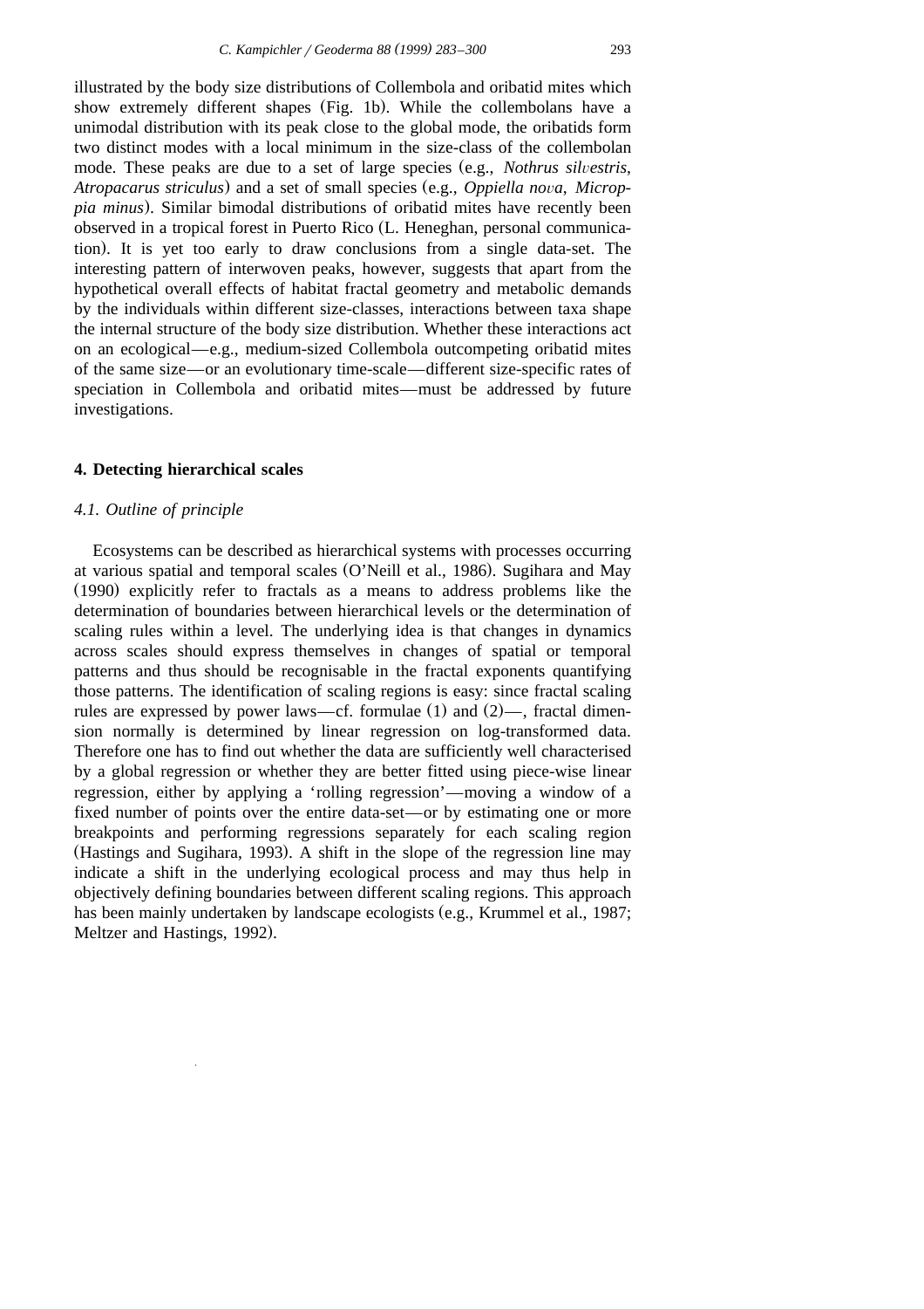illustrated by the body size distributions of Collembola and oribatid mites which show extremely different shapes (Fig. 1b). While the collembolans have a unimodal distribution with its peak close to the global mode, the oribatids form two distinct modes with a local minimum in the size-class of the collembolan mode. These peaks are due to a set of large species (e.g., *Nothrus silvestris*, *Atropacarus striculus*) and a set of small species (e.g., *Oppiella nova*, *Microppia minus*). Similar bimodal distributions of oribatid mites have recently been observed in a tropical forest in Puerto Rico (L. Heneghan, personal communication). It is yet too early to draw conclusions from a single data-set. The interesting pattern of interwoven peaks, however, suggests that apart from the hypothetical overall effects of habitat fractal geometry and metabolic demands by the individuals within different size-classes, interactions between taxa shape the internal structure of the body size distribution. Whether these interactions act on an ecological—e.g., medium-sized Collembola outcompeting oribatid mites of the same size—or an evolutionary time-scale—different size-specific rates of speciation in Collembola and oribatid mites—must be addressed by future investigations.

## 4. Detecting hierarchical scales

### 4.1. Outline of principle

Ecosystems can be described as hierarchical systems with processes occurring at various spatial and temporal scales (O'Neill et al., 1986). Sugihara and May (1990) explicitly refer to fractals as a means to address problems like the determination of boundaries between hierarchical levels or the determination of scaling rules within a level. The underlying idea is that changes in dynamics across scales should express themselves in changes of spatial or temporal patterns and thus should be recognisable in the fractal exponents quantifying those patterns. The identification of scaling regions is easy: since fractal scaling rules are expressed by power laws—cf. formulae (1) and (2)—, fractal dimension normally is determined by linear regression on log-transformed data. Therefore one has to find out whether the data are sufficiently well characterised by a global regression or whether they are better fitted using piece-wise linear regression, either by applying a 'rolling regression'—moving a window of a fixed number of points over the entire data-set—or by estimating one or more breakpoints and performing regressions separately for each scaling region (Hastings and Sugihara, 1993). A shift in the slope of the regression line may indicate a shift in the underlying ecological process and may thus help in objectively defining boundaries between different scaling regions. This approach has been mainly undertaken by landscape ecologists (e.g., Krummel et al., 1987; Meltzer and Hastings, 1992).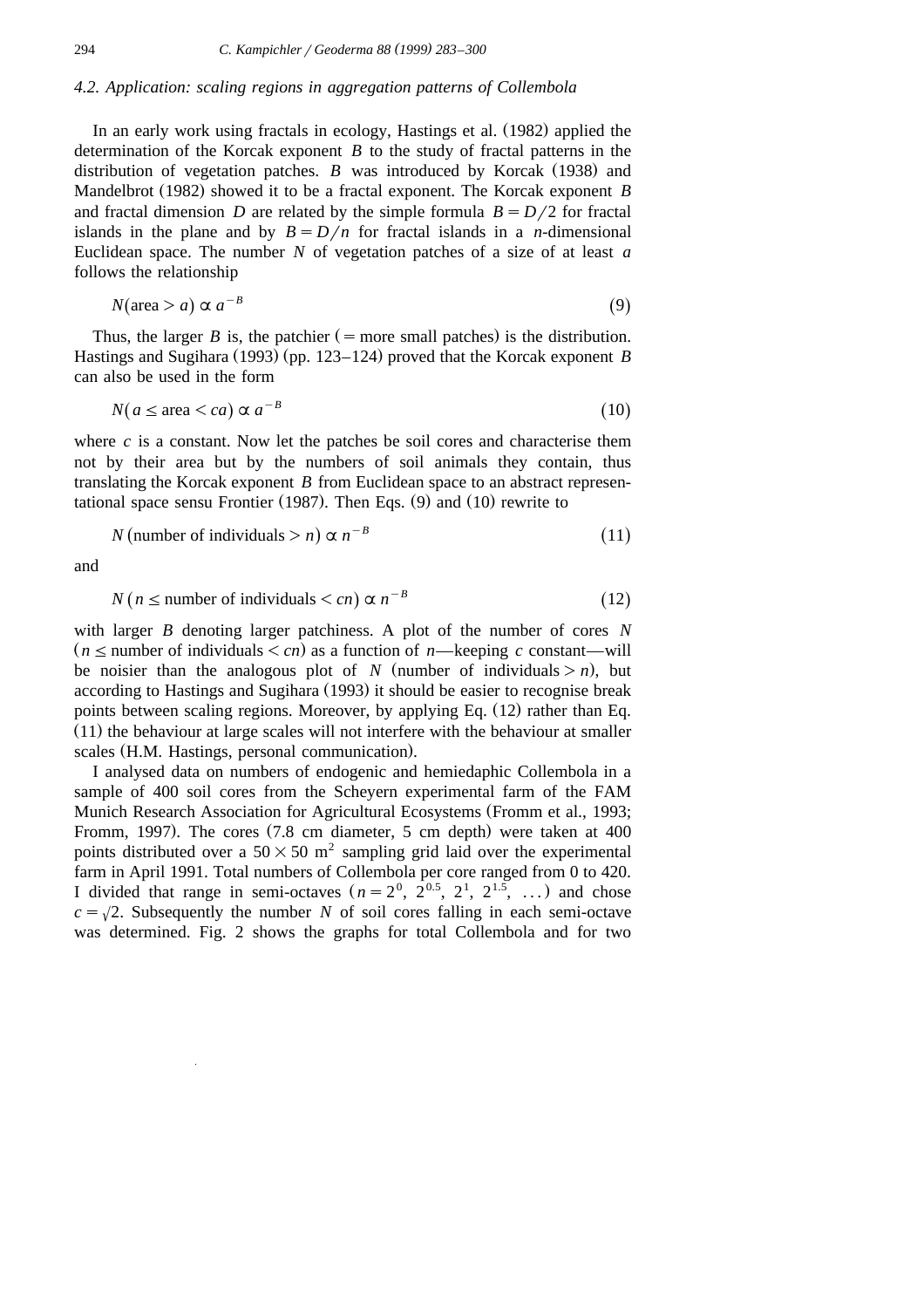### 4.2. Application: scaling regions in aggregation patterns of Collembola

In an early work using fractals in ecology, Hastings et al. (1982) applied the determination of the Korcak exponent $B$ to the study of fractal patterns in the distribution of vegetation patches. $B$ was introduced by Korcak (1938) and Mandelbrot (1982) showed it to be a fractal exponent. The Korcak exponent $B$ and fractal dimension $D$ are related by the simple formula $B = D/2$ for fractal islands in the plane and by $B = D/n$ for fractal islands in a $n$-dimensional Euclidean space. The number $N$ of vegetation patches of a size of at least $a$ follows the relationship

$$N(\text{area} > a) \propto a^{-B} \tag{9}$$

Thus, the larger $B$ is, the patchier (= more small patches) is the distribution. Hastings and Sugihara (1993) (pp. 123–124) proved that the Korcak exponent $B$ can also be used in the form

$$N(a \leq \text{area} < ca) \propto a^{-B} \tag{10}$$

where $c$ is a constant. Now let the patches be soil cores and characterise them not by their area but by the numbers of soil animals they contain, thus translating the Korcak exponent $B$ from Euclidean space to an abstract representational space sensu Frontier (1987). Then Eqs. (9) and (10) rewrite to

$$N\,(\text{number of individuals} > n) \propto n^{-B} \tag{11}$$

and

$$N\,(n \leq \text{number of individuals} < cn) \propto n^{-B} \tag{12}$$

with larger $B$ denoting larger patchiness. A plot of the number of cores $N$ ($n \leq$ number of individuals $< cn$) as a function of $n$—keeping $c$ constant—will be noisier than the analogous plot of $N$ (number of individuals $> n$), but according to Hastings and Sugihara (1993) it should be easier to recognise break points between scaling regions. Moreover, by applying Eq. (12) rather than Eq. (11) the behaviour at large scales will not interfere with the behaviour at smaller scales (H.M. Hastings, personal communication).

I analysed data on numbers of endogenic and hemiedaphic Collembola in a sample of 400 soil cores from the Scheyern experimental farm of the FAM Munich Research Association for Agricultural Ecosystems (Fromm et al., 1993; Fromm, 1997). The cores (7.8 cm diameter, 5 cm depth) were taken at 400 points distributed over a $50 \times 50$ m$^2$ sampling grid laid over the experimental farm in April 1991. Total numbers of Collembola per core ranged from 0 to 420. I divided that range in semi-octaves ($n = 2^0$, $2^{0.5}$, $2^1$, $2^{1.5}$, ...) and chose $c = \sqrt{2}$. Subsequently the number $N$ of soil cores falling in each semi-octave was determined. Fig. 2 shows the graphs for total Collembola and for two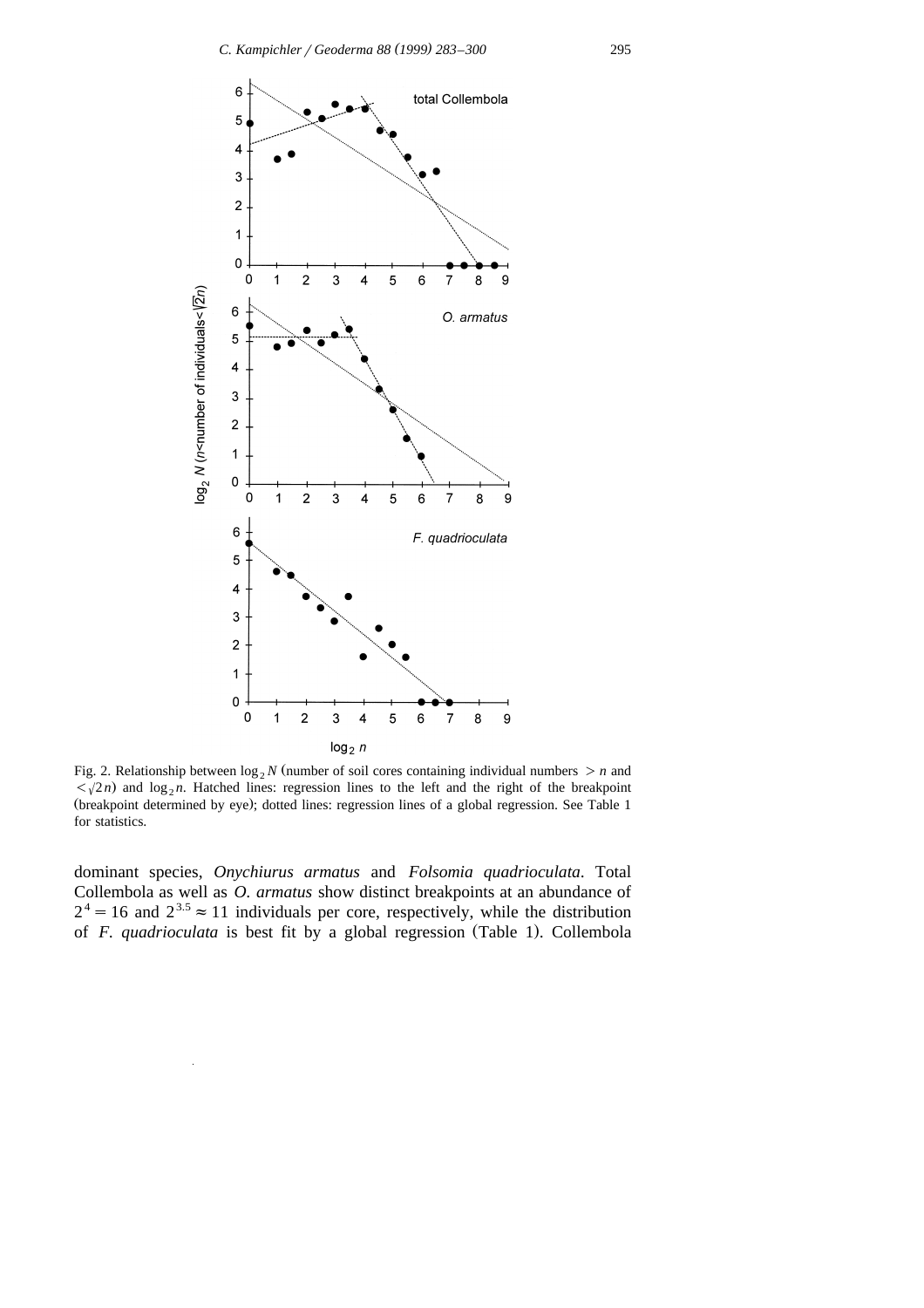Fig. 2. Relationship between $\log_2 N$ (number of soil cores containing individual numbers $> n$ and $< \sqrt{2}n$) and $\log_2 n$. Hatched lines: regression lines to the left and the right of the breakpoint (breakpoint determined by eye); dotted lines: regression lines of a global regression. See Table 1 for statistics.

dominant species, *Onychiurus armatus* and *Folsomia quadrioculata*. Total Collembola as well as *O. armatus* show distinct breakpoints at an abundance of $2^4 = 16$ and $2^{3.5} \approx 11$ individuals per core, respectively, while the distribution of *F. quadrioculata* is best fit by a global regression (Table 1). Collembola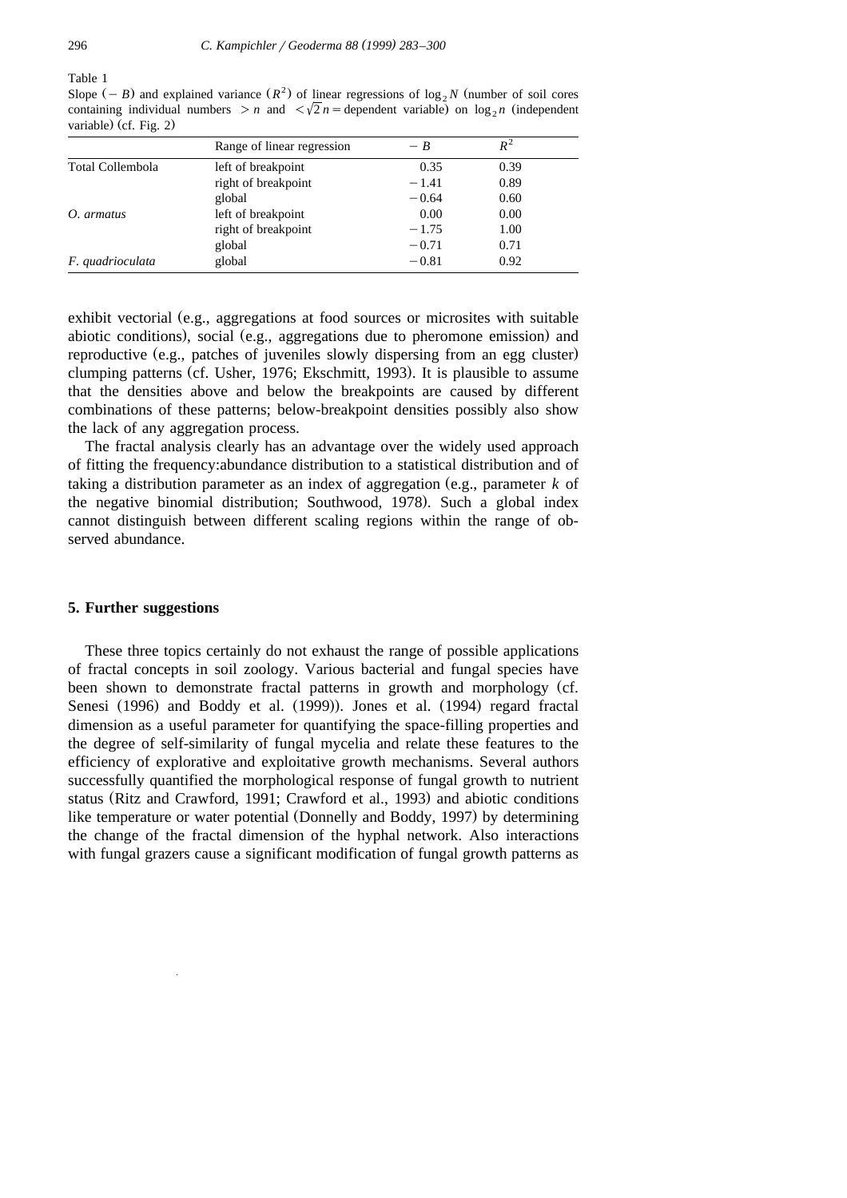Table 1

Slope ($-B$) and explained variance ($R^2$) of linear regressions of $\log_2 N$ (number of soil cores containing individual numbers $> n$ and $< \sqrt{2}\,n$ = dependent variable) on $\log_2 n$ (independent variable) (cf. Fig. 2)

| | Range of linear regression | $-B$ | $R^2$ |
|---|---|---|---|
| Total Collembola | left of breakpoint | 0.35 | 0.39 |
| | right of breakpoint | −1.41 | 0.89 |
| | global | −0.64 | 0.60 |
| *O. armatus* | left of breakpoint | 0.00 | 0.00 |
| | right of breakpoint | −1.75 | 1.00 |
| | global | −0.71 | 0.71 |
| *F. quadrioculata* | global | −0.81 | 0.92 |

exhibit vectorial (e.g., aggregations at food sources or microsites with suitable abiotic conditions), social (e.g., aggregations due to pheromone emission) and reproductive (e.g., patches of juveniles slowly dispersing from an egg cluster) clumping patterns (cf. Usher, 1976; Ekschmitt, 1993). It is plausible to assume that the densities above and below the breakpoints are caused by different combinations of these patterns; below-breakpoint densities possibly also show the lack of any aggregation process.

The fractal analysis clearly has an advantage over the widely used approach of fitting the frequency:abundance distribution to a statistical distribution and of taking a distribution parameter as an index of aggregation (e.g., parameter $k$ of the negative binomial distribution; Southwood, 1978). Such a global index cannot distinguish between different scaling regions within the range of observed abundance.

## 5. Further suggestions

These three topics certainly do not exhaust the range of possible applications of fractal concepts in soil zoology. Various bacterial and fungal species have been shown to demonstrate fractal patterns in growth and morphology (cf. Senesi (1996) and Boddy et al. (1999)). Jones et al. (1994) regard fractal dimension as a useful parameter for quantifying the space-filling properties and the degree of self-similarity of fungal mycelia and relate these features to the efficiency of explorative and exploitative growth mechanisms. Several authors successfully quantified the morphological response of fungal growth to nutrient status (Ritz and Crawford, 1991; Crawford et al., 1993) and abiotic conditions like temperature or water potential (Donnelly and Boddy, 1997) by determining the change of the fractal dimension of the hyphal network. Also interactions with fungal grazers cause a significant modification of fungal growth patterns as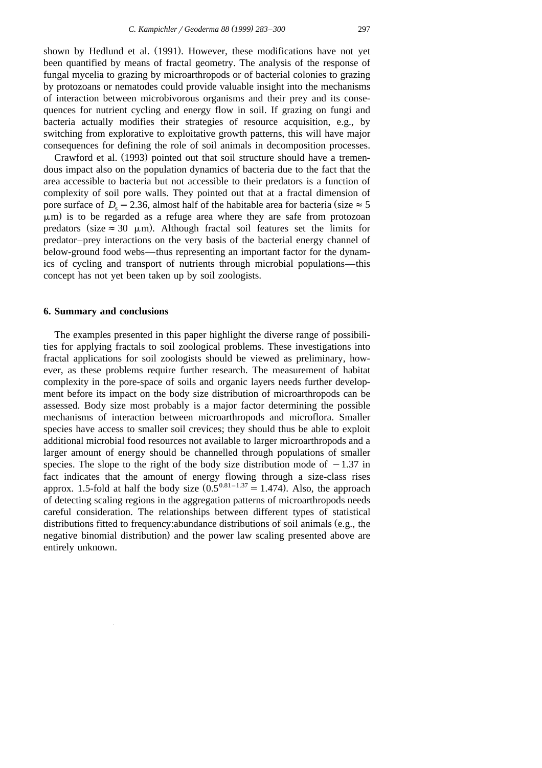shown by Hedlund et al. (1991). However, these modifications have not yet been quantified by means of fractal geometry. The analysis of the response of fungal mycelia to grazing by microarthropods or of bacterial colonies to grazing by protozoans or nematodes could provide valuable insight into the mechanisms of interaction between microbivorous organisms and their prey and its consequences for nutrient cycling and energy flow in soil. If grazing on fungi and bacteria actually modifies their strategies of resource acquisition, e.g., by switching from explorative to exploitative growth patterns, this will have major consequences for defining the role of soil animals in decomposition processes.

Crawford et al. (1993) pointed out that soil structure should have a tremendous impact also on the population dynamics of bacteria due to the fact that the area accessible to bacteria but not accessible to their predators is a function of complexity of soil pore walls. They pointed out that at a fractal dimension of pore surface of $D_s = 2.36$, almost half of the habitable area for bacteria (size $\approx 5$ μm) is to be regarded as a refuge area where they are safe from protozoan predators (size $\approx 30$ μm). Although fractal soil features set the limits for predator–prey interactions on the very basis of the bacterial energy channel of below-ground food webs—thus representing an important factor for the dynamics of cycling and transport of nutrients through microbial populations—this concept has not yet been taken up by soil zoologists.

## 6. Summary and conclusions

The examples presented in this paper highlight the diverse range of possibilities for applying fractals to soil zoological problems. These investigations into fractal applications for soil zoologists should be viewed as preliminary, however, as these problems require further research. The measurement of habitat complexity in the pore-space of soils and organic layers needs further development before its impact on the body size distribution of microarthropods can be assessed. Body size most probably is a major factor determining the possible mechanisms of interaction between microarthropods and microflora. Smaller species have access to smaller soil crevices; they should thus be able to exploit additional microbial food resources not available to larger microarthropods and a larger amount of energy should be channelled through populations of smaller species. The slope to the right of the body size distribution mode of $-1.37$ in fact indicates that the amount of energy flowing through a size-class rises approx. 1.5-fold at half the body size ($0.5^{0.81-1.37} = 1.474$). Also, the approach of detecting scaling regions in the aggregation patterns of microarthropods needs careful consideration. The relationships between different types of statistical distributions fitted to frequency:abundance distributions of soil animals (e.g., the negative binomial distribution) and the power law scaling presented above are entirely unknown.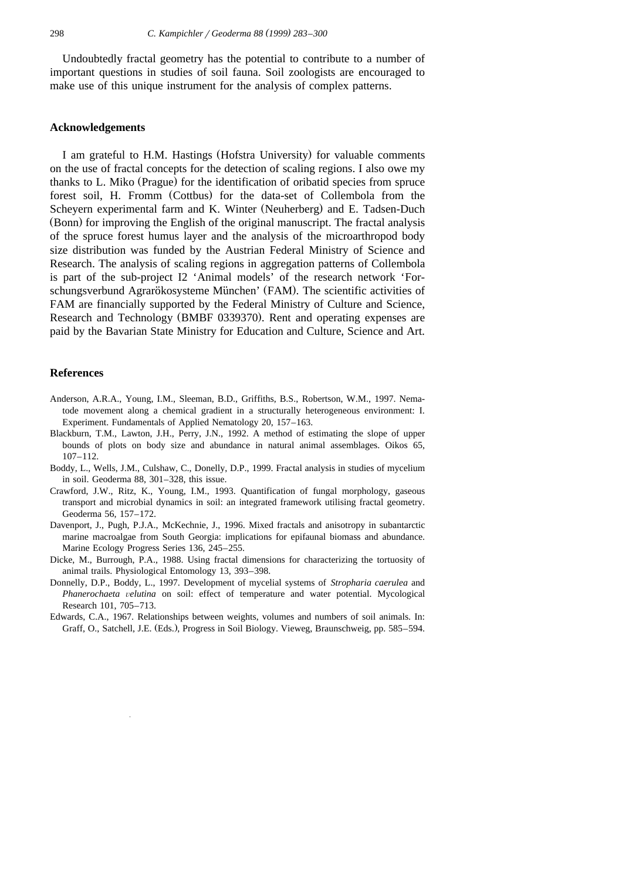Undoubtedly fractal geometry has the potential to contribute to a number of important questions in studies of soil fauna. Soil zoologists are encouraged to make use of this unique instrument for the analysis of complex patterns.

## Acknowledgements

I am grateful to H.M. Hastings (Hofstra University) for valuable comments on the use of fractal concepts for the detection of scaling regions. I also owe my thanks to L. Miko (Prague) for the identification of oribatid species from spruce forest soil, H. Fromm (Cottbus) for the data-set of Collembola from the Scheyern experimental farm and K. Winter (Neuherberg) and E. Tadsen-Duch (Bonn) for improving the English of the original manuscript. The fractal analysis of the spruce forest humus layer and the analysis of the microarthropod body size distribution was funded by the Austrian Federal Ministry of Science and Research. The analysis of scaling regions in aggregation patterns of Collembola is part of the sub-project I2 'Animal models' of the research network 'Forschungsverbund Agrarökosysteme München' (FAM). The scientific activities of FAM are financially supported by the Federal Ministry of Culture and Science, Research and Technology (BMBF 0339370). Rent and operating expenses are paid by the Bavarian State Ministry for Education and Culture, Science and Art.

## References

Anderson, A.R.A., Young, I.M., Sleeman, B.D., Griffiths, B.S., Robertson, W.M., 1997. Nematode movement along a chemical gradient in a structurally heterogeneous environment: I. Experiment. Fundamentals of Applied Nematology 20, 157–163.

Blackburn, T.M., Lawton, J.H., Perry, J.N., 1992. A method of estimating the slope of upper bounds of plots on body size and abundance in natural animal assemblages. Oikos 65, 107–112.

Boddy, L., Wells, J.M., Culshaw, C., Donelly, D.P., 1999. Fractal analysis in studies of mycelium in soil. Geoderma 88, 301–328, this issue.

Crawford, J.W., Ritz, K., Young, I.M., 1993. Quantification of fungal morphology, gaseous transport and microbial dynamics in soil: an integrated framework utilising fractal geometry. Geoderma 56, 157–172.

Davenport, J., Pugh, P.J.A., McKechnie, J., 1996. Mixed fractals and anisotropy in subantarctic marine macroalgae from South Georgia: implications for epifaunal biomass and abundance. Marine Ecology Progress Series 136, 245–255.

Dicke, M., Burrough, P.A., 1988. Using fractal dimensions for characterizing the tortuosity of animal trails. Physiological Entomology 13, 393–398.

Donnelly, D.P., Boddy, L., 1997. Development of mycelial systems of *Stropharia caerulea* and *Phanerochaeta velutina* on soil: effect of temperature and water potential. Mycological Research 101, 705–713.

Edwards, C.A., 1967. Relationships between weights, volumes and numbers of soil animals. In: Graff, O., Satchell, J.E. (Eds.), Progress in Soil Biology. Vieweg, Braunschweig, pp. 585–594.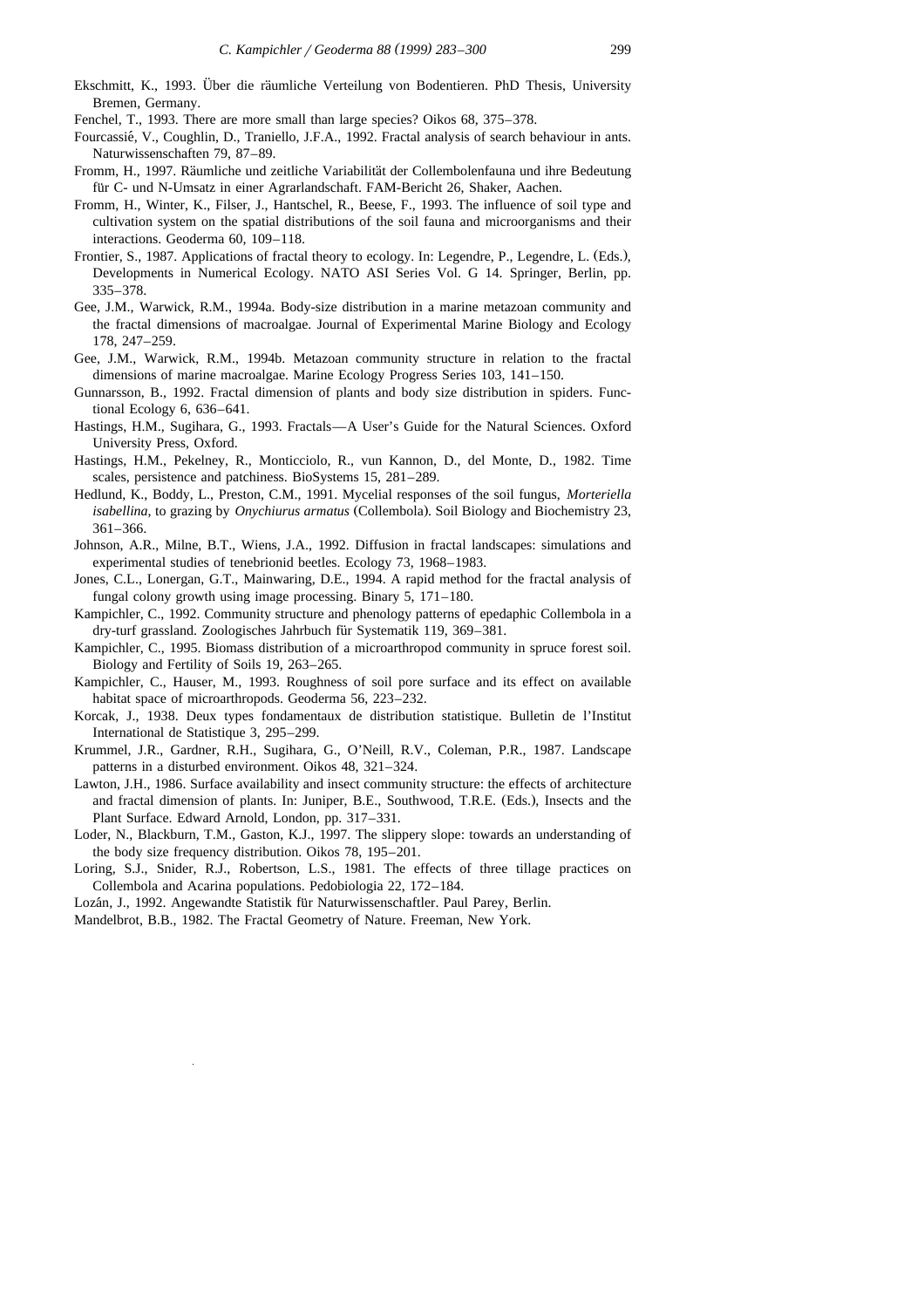Ekschmitt, K., 1993. Über die räumliche Verteilung von Bodentieren. PhD Thesis, University Bremen, Germany.

Fenchel, T., 1993. There are more small than large species? Oikos 68, 375–378.

Fourcassié, V., Coughlin, D., Traniello, J.F.A., 1992. Fractal analysis of search behaviour in ants. Naturwissenschaften 79, 87–89.

Fromm, H., 1997. Räumliche und zeitliche Variabilität der Collembolenfauna und ihre Bedeutung für C- und N-Umsatz in einer Agrarlandschaft. FAM-Bericht 26, Shaker, Aachen.

Fromm, H., Winter, K., Filser, J., Hantschel, R., Beese, F., 1993. The influence of soil type and cultivation system on the spatial distributions of the soil fauna and microorganisms and their interactions. Geoderma 60, 109–118.

Frontier, S., 1987. Applications of fractal theory to ecology. In: Legendre, P., Legendre, L. (Eds.), Developments in Numerical Ecology. NATO ASI Series Vol. G 14. Springer, Berlin, pp. 335–378.

Gee, J.M., Warwick, R.M., 1994a. Body-size distribution in a marine metazoan community and the fractal dimensions of macroalgae. Journal of Experimental Marine Biology and Ecology 178, 247–259.

Gee, J.M., Warwick, R.M., 1994b. Metazoan community structure in relation to the fractal dimensions of marine macroalgae. Marine Ecology Progress Series 103, 141–150.

Gunnarsson, B., 1992. Fractal dimension of plants and body size distribution in spiders. Functional Ecology 6, 636–641.

Hastings, H.M., Sugihara, G., 1993. Fractals—A User's Guide for the Natural Sciences. Oxford University Press, Oxford.

Hastings, H.M., Pekelney, R., Monticciolo, R., vun Kannon, D., del Monte, D., 1982. Time scales, persistence and patchiness. BioSystems 15, 281–289.

Hedlund, K., Boddy, L., Preston, C.M., 1991. Mycelial responses of the soil fungus, *Morteriella isabellina*, to grazing by *Onychiurus armatus* (Collembola). Soil Biology and Biochemistry 23, 361–366.

Johnson, A.R., Milne, B.T., Wiens, J.A., 1992. Diffusion in fractal landscapes: simulations and experimental studies of tenebrionid beetles. Ecology 73, 1968–1983.

Jones, C.L., Lonergan, G.T., Mainwaring, D.E., 1994. A rapid method for the fractal analysis of fungal colony growth using image processing. Binary 5, 171–180.

Kampichler, C., 1992. Community structure and phenology patterns of epedaphic Collembola in a dry-turf grassland. Zoologisches Jahrbuch für Systematik 119, 369–381.

Kampichler, C., 1995. Biomass distribution of a microarthropod community in spruce forest soil. Biology and Fertility of Soils 19, 263–265.

Kampichler, C., Hauser, M., 1993. Roughness of soil pore surface and its effect on available habitat space of microarthropods. Geoderma 56, 223–232.

Korcak, J., 1938. Deux types fondamentaux de distribution statistique. Bulletin de l'Institut International de Statistique 3, 295–299.

Krummel, J.R., Gardner, R.H., Sugihara, G., O'Neill, R.V., Coleman, P.R., 1987. Landscape patterns in a disturbed environment. Oikos 48, 321–324.

Lawton, J.H., 1986. Surface availability and insect community structure: the effects of architecture and fractal dimension of plants. In: Juniper, B.E., Southwood, T.R.E. (Eds.), Insects and the Plant Surface. Edward Arnold, London, pp. 317–331.

Loder, N., Blackburn, T.M., Gaston, K.J., 1997. The slippery slope: towards an understanding of the body size frequency distribution. Oikos 78, 195–201.

Loring, S.J., Snider, R.J., Robertson, L.S., 1981. The effects of three tillage practices on Collembola and Acarina populations. Pedobiologia 22, 172–184.

Lozán, J., 1992. Angewandte Statistik für Naturwissenschaftler. Paul Parey, Berlin.

Mandelbrot, B.B., 1982. The Fractal Geometry of Nature. Freeman, New York.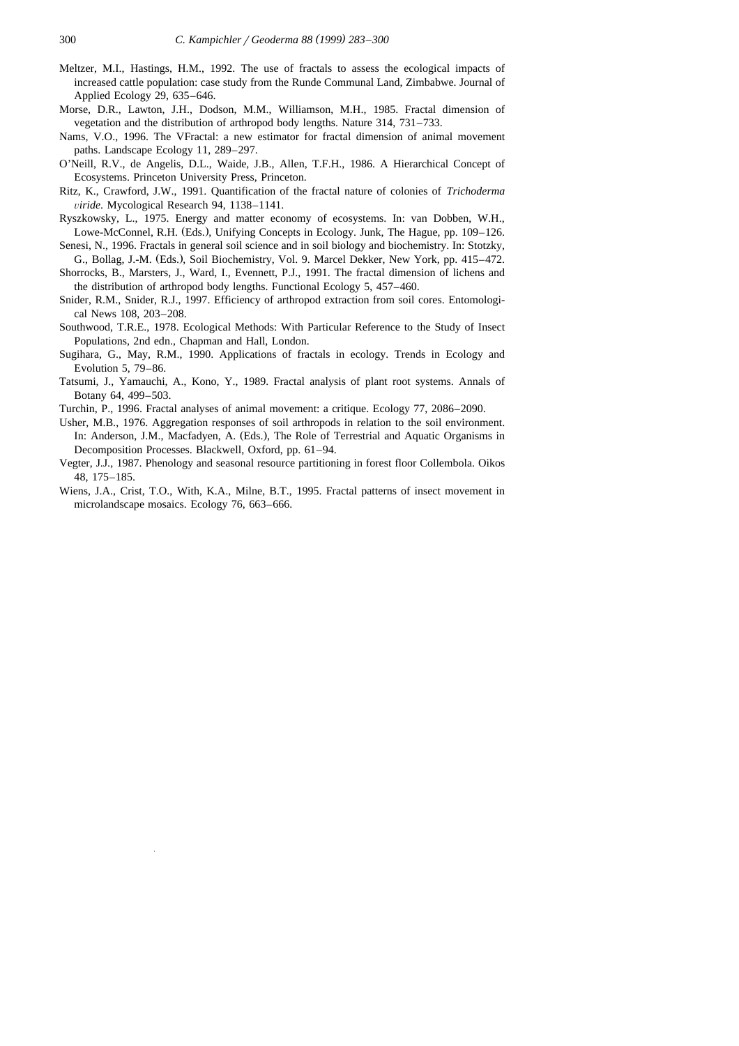Meltzer, M.I., Hastings, H.M., 1992. The use of fractals to assess the ecological impacts of increased cattle population: case study from the Runde Communal Land, Zimbabwe. Journal of Applied Ecology 29, 635–646.

Morse, D.R., Lawton, J.H., Dodson, M.M., Williamson, M.H., 1985. Fractal dimension of vegetation and the distribution of arthropod body lengths. Nature 314, 731–733.

Nams, V.O., 1996. The VFractal: a new estimator for fractal dimension of animal movement paths. Landscape Ecology 11, 289–297.

O'Neill, R.V., de Angelis, D.L., Waide, J.B., Allen, T.F.H., 1986. A Hierarchical Concept of Ecosystems. Princeton University Press, Princeton.

Ritz, K., Crawford, J.W., 1991. Quantification of the fractal nature of colonies of *Trichoderma viride*. Mycological Research 94, 1138–1141.

Ryszkowsky, L., 1975. Energy and matter economy of ecosystems. In: van Dobben, W.H., Lowe-McConnel, R.H. (Eds.), Unifying Concepts in Ecology. Junk, The Hague, pp. 109–126.

Senesi, N., 1996. Fractals in general soil science and in soil biology and biochemistry. In: Stotzky, G., Bollag, J.-M. (Eds.), Soil Biochemistry, Vol. 9. Marcel Dekker, New York, pp. 415–472.

Shorrocks, B., Marsters, J., Ward, I., Evennett, P.J., 1991. The fractal dimension of lichens and the distribution of arthropod body lengths. Functional Ecology 5, 457–460.

Snider, R.M., Snider, R.J., 1997. Efficiency of arthropod extraction from soil cores. Entomological News 108, 203–208.

Southwood, T.R.E., 1978. Ecological Methods: With Particular Reference to the Study of Insect Populations, 2nd edn., Chapman and Hall, London.

Sugihara, G., May, R.M., 1990. Applications of fractals in ecology. Trends in Ecology and Evolution 5, 79–86.

Tatsumi, J., Yamauchi, A., Kono, Y., 1989. Fractal analysis of plant root systems. Annals of Botany 64, 499–503.

Turchin, P., 1996. Fractal analyses of animal movement: a critique. Ecology 77, 2086–2090.

Usher, M.B., 1976. Aggregation responses of soil arthropods in relation to the soil environment. In: Anderson, J.M., Macfadyen, A. (Eds.), The Role of Terrestrial and Aquatic Organisms in Decomposition Processes. Blackwell, Oxford, pp. 61–94.

Vegter, J.J., 1987. Phenology and seasonal resource partitioning in forest floor Collembola. Oikos 48, 175–185.

Wiens, J.A., Crist, T.O., With, K.A., Milne, B.T., 1995. Fractal patterns of insect movement in microlandscape mosaics. Ecology 76, 663–666.